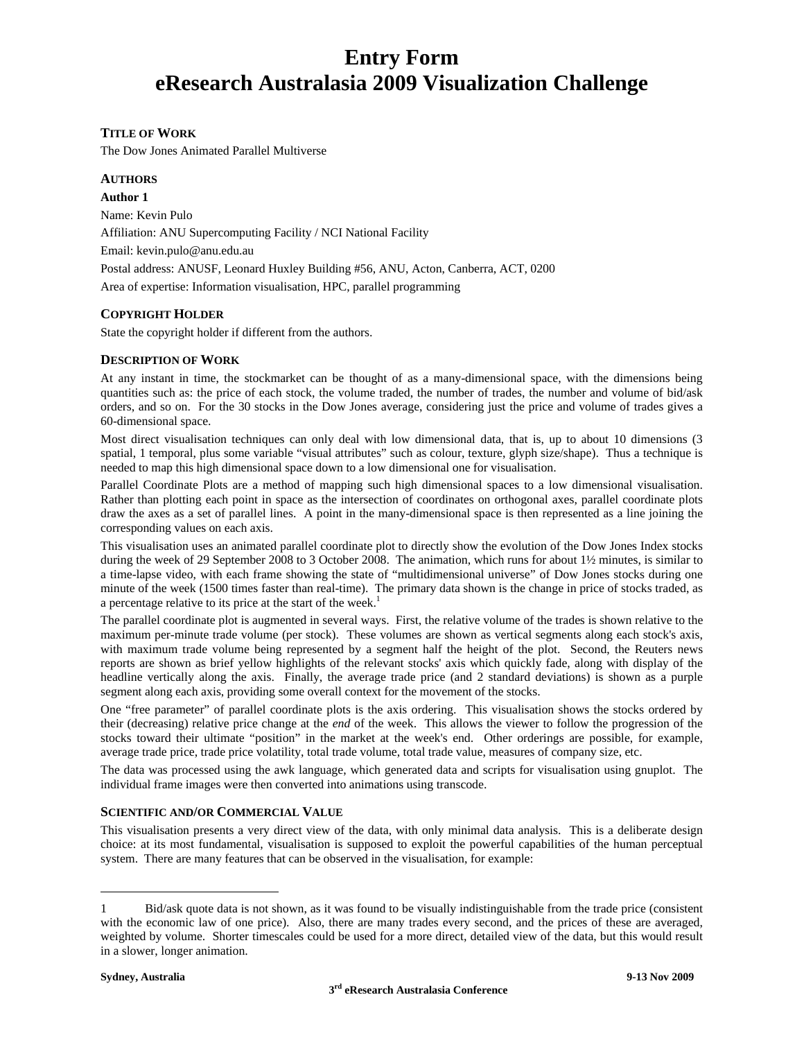# Entry Form
# eResearch Australasia 2009 Visualization Challenge

### TITLE OF WORK

The Dow Jones Animated Parallel Multiverse

### AUTHORS

**Author 1**

Name: Kevin Pulo

Affiliation: ANU Supercomputing Facility / NCI National Facility

Email: kevin.pulo@anu.edu.au

Postal address: ANUSF, Leonard Huxley Building #56, ANU, Acton, Canberra, ACT, 0200

Area of expertise: Information visualisation, HPC, parallel programming

### COPYRIGHT HOLDER

State the copyright holder if different from the authors.

### DESCRIPTION OF WORK

At any instant in time, the stockmarket can be thought of as a many-dimensional space, with the dimensions being quantities such as: the price of each stock, the volume traded, the number of trades, the number and volume of bid/ask orders, and so on. For the 30 stocks in the Dow Jones average, considering just the price and volume of trades gives a 60-dimensional space.

Most direct visualisation techniques can only deal with low dimensional data, that is, up to about 10 dimensions (3 spatial, 1 temporal, plus some variable "visual attributes" such as colour, texture, glyph size/shape). Thus a technique is needed to map this high dimensional space down to a low dimensional one for visualisation.

Parallel Coordinate Plots are a method of mapping such high dimensional spaces to a low dimensional visualisation. Rather than plotting each point in space as the intersection of coordinates on orthogonal axes, parallel coordinate plots draw the axes as a set of parallel lines. A point in the many-dimensional space is then represented as a line joining the corresponding values on each axis.

This visualisation uses an animated parallel coordinate plot to directly show the evolution of the Dow Jones Index stocks during the week of 29 September 2008 to 3 October 2008. The animation, which runs for about 1½ minutes, is similar to a time-lapse video, with each frame showing the state of "multidimensional universe" of Dow Jones stocks during one minute of the week (1500 times faster than real-time). The primary data shown is the change in price of stocks traded, as a percentage relative to its price at the start of the week.[1]

The parallel coordinate plot is augmented in several ways. First, the relative volume of the trades is shown relative to the maximum per-minute trade volume (per stock). These volumes are shown as vertical segments along each stock's axis, with maximum trade volume being represented by a segment half the height of the plot. Second, the Reuters news reports are shown as brief yellow highlights of the relevant stocks' axis which quickly fade, along with display of the headline vertically along the axis. Finally, the average trade price (and 2 standard deviations) is shown as a purple segment along each axis, providing some overall context for the movement of the stocks.

One "free parameter" of parallel coordinate plots is the axis ordering. This visualisation shows the stocks ordered by their (decreasing) relative price change at the *end* of the week. This allows the viewer to follow the progression of the stocks toward their ultimate "position" in the market at the week's end. Other orderings are possible, for example, average trade price, trade price volatility, total trade volume, total trade value, measures of company size, etc.

The data was processed using the awk language, which generated data and scripts for visualisation using gnuplot. The individual frame images were then converted into animations using transcode.

### SCIENTIFIC AND/OR COMMERCIAL VALUE

This visualisation presents a very direct view of the data, with only minimal data analysis. This is a deliberate design choice: at its most fundamental, visualisation is supposed to exploit the powerful capabilities of the human perceptual system. There are many features that can be observed in the visualisation, for example:

---

1 Bid/ask quote data is not shown, as it was found to be visually indistinguishable from the trade price (consistent with the economic law of one price). Also, there are many trades every second, and the prices of these are averaged, weighted by volume. Shorter timescales could be used for a more direct, detailed view of the data, but this would result in a slower, longer animation.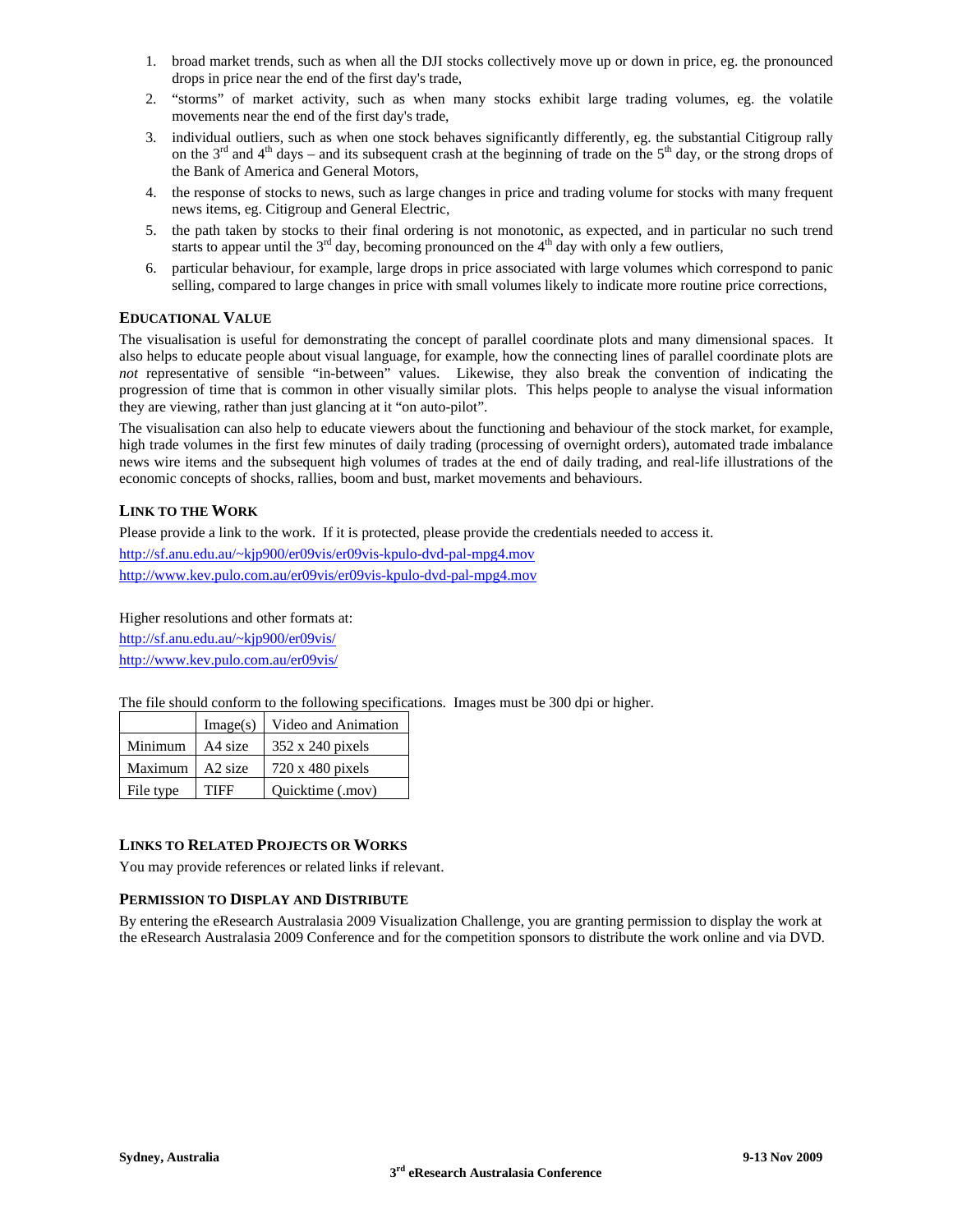1. broad market trends, such as when all the DJI stocks collectively move up or down in price, eg. the pronounced drops in price near the end of the first day's trade,
2. "storms" of market activity, such as when many stocks exhibit large trading volumes, eg. the volatile movements near the end of the first day's trade,
3. individual outliers, such as when one stock behaves significantly differently, eg. the substantial Citigroup rally on the 3rd and 4th days – and its subsequent crash at the beginning of trade on the 5th day, or the strong drops of the Bank of America and General Motors,
4. the response of stocks to news, such as large changes in price and trading volume for stocks with many frequent news items, eg. Citigroup and General Electric,
5. the path taken by stocks to their final ordering is not monotonic, as expected, and in particular no such trend starts to appear until the 3rd day, becoming pronounced on the 4th day with only a few outliers,
6. particular behaviour, for example, large drops in price associated with large volumes which correspond to panic selling, compared to large changes in price with small volumes likely to indicate more routine price corrections,

### Educational Value

The visualisation is useful for demonstrating the concept of parallel coordinate plots and many dimensional spaces. It also helps to educate people about visual language, for example, how the connecting lines of parallel coordinate plots are *not* representative of sensible "in-between" values. Likewise, they also break the convention of indicating the progression of time that is common in other visually similar plots. This helps people to analyse the visual information they are viewing, rather than just glancing at it "on auto-pilot".

The visualisation can also help to educate viewers about the functioning and behaviour of the stock market, for example, high trade volumes in the first few minutes of daily trading (processing of overnight orders), automated trade imbalance news wire items and the subsequent high volumes of trades at the end of daily trading, and real-life illustrations of the economic concepts of shocks, rallies, boom and bust, market movements and behaviours.

### Link to the Work

Please provide a link to the work. If it is protected, please provide the credentials needed to access it.

http://sf.anu.edu.au/~kjp900/er09vis/er09vis-kpulo-dvd-pal-mpg4.mov

http://www.kev.pulo.com.au/er09vis/er09vis-kpulo-dvd-pal-mpg4.mov

Higher resolutions and other formats at:

http://sf.anu.edu.au/~kjp900/er09vis/

http://www.kev.pulo.com.au/er09vis/

The file should conform to the following specifications. Images must be 300 dpi or higher.

| | Image(s) | Video and Animation |
|---|---|---|
| Minimum | A4 size | 352 x 240 pixels |
| Maximum | A2 size | 720 x 480 pixels |
| File type | TIFF | Quicktime (.mov) |

### Links to Related Projects or Works

You may provide references or related links if relevant.

### Permission to Display and Distribute

By entering the eResearch Australasia 2009 Visualization Challenge, you are granting permission to display the work at the eResearch Australasia 2009 Conference and for the competition sponsors to distribute the work online and via DVD.